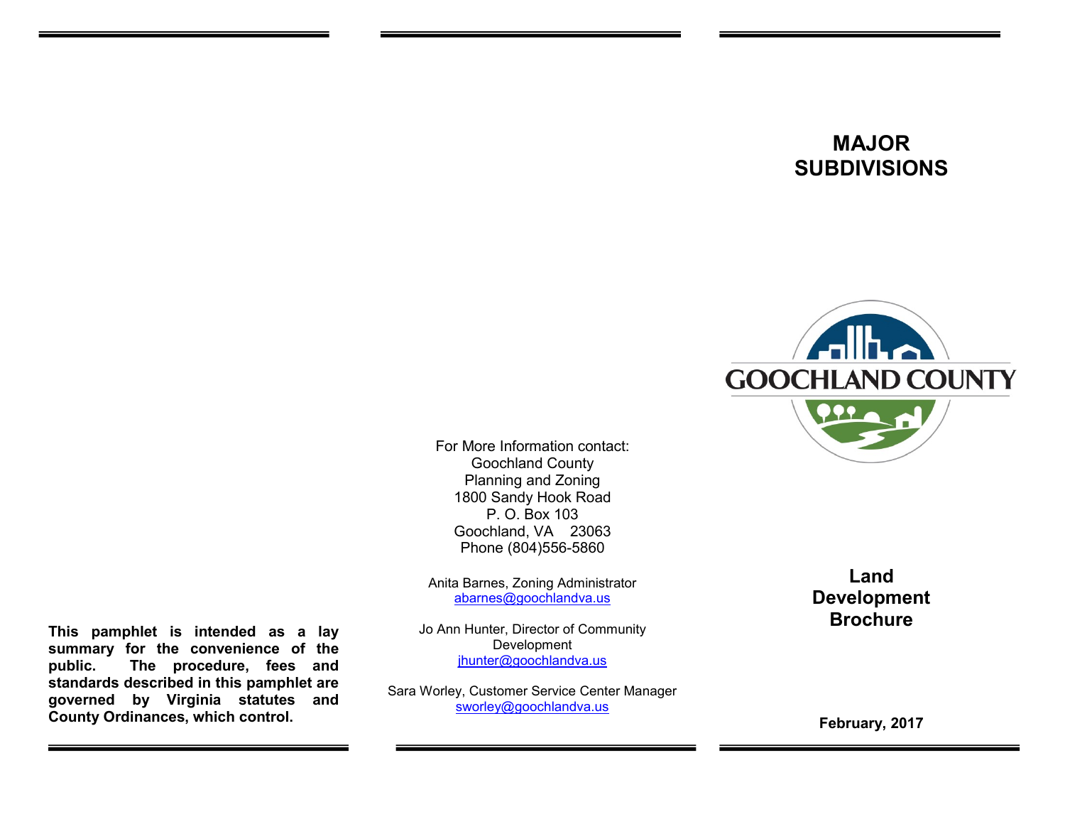This pamphlet is intended as a lay summary for the convenience of the public. The procedure, fees and standards described in this pamphlet are governed by Virginia statutes and County Ordinances, which control.

For More Information contact:
Goochland County
Planning and Zoning
1800 Sandy Hook Road
P. O. Box 103
Goochland, VA 23063
Phone (804)556-5860

Anita Barnes, Zoning Administrator
abarnes@goochlandva.us

Jo Ann Hunter, Director of Community Development
jhunter@goochlandva.us

Sara Worley, Customer Service Center Manager
sworley@goochlandva.us

# MAJOR SUBDIVISIONS

GOOCHLAND COUNTY

## Land Development Brochure

**February, 2017**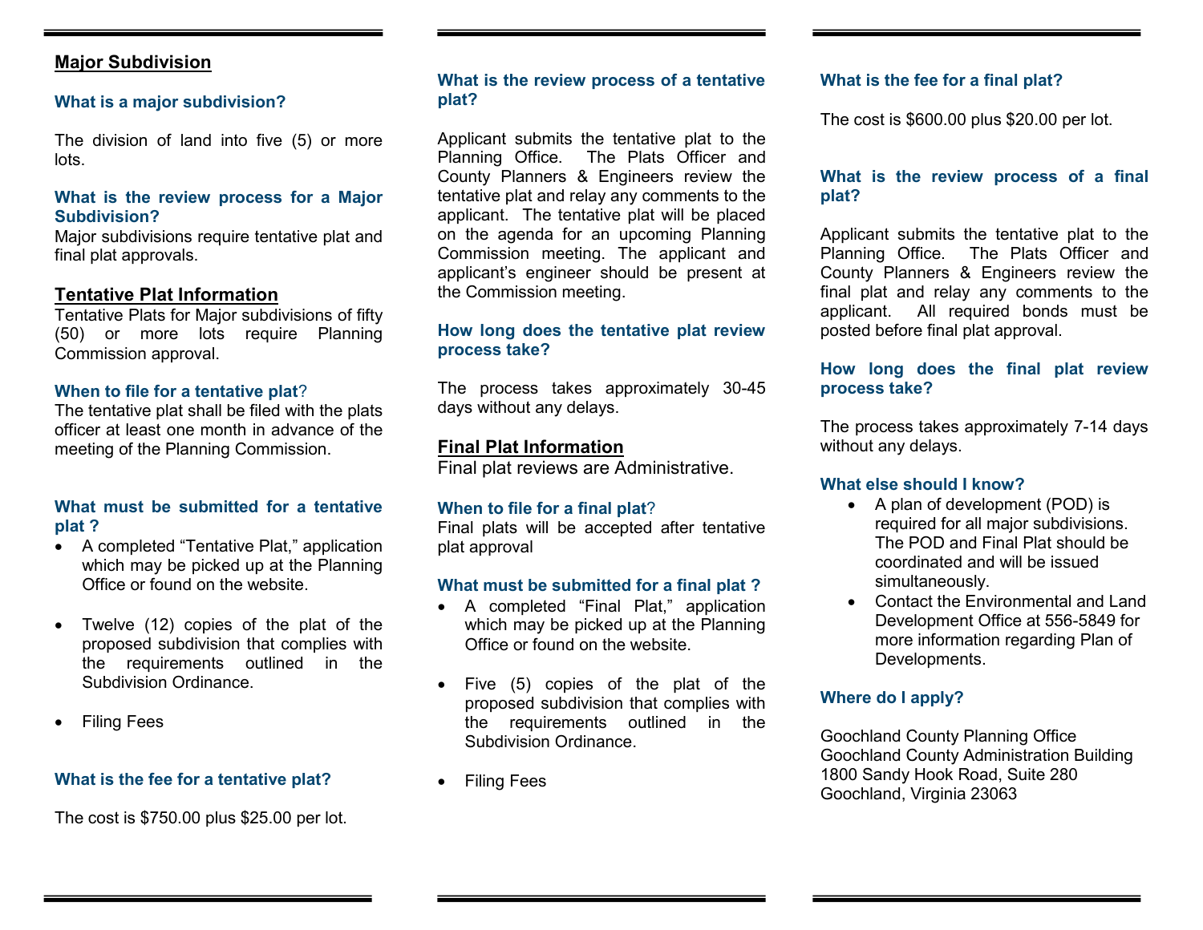## Major Subdivision

### What is a major subdivision?

The division of land into five (5) or more lots.

### What is the review process for a Major Subdivision?

Major subdivisions require tentative plat and final plat approvals.

## Tentative Plat Information

Tentative Plats for Major subdivisions of fifty (50) or more lots require Planning Commission approval.

### When to file for a tentative plat?

The tentative plat shall be filed with the plats officer at least one month in advance of the meeting of the Planning Commission.

### What must be submitted for a tentative plat ?

- A completed "Tentative Plat," application which may be picked up at the Planning Office or found on the website.
- Twelve (12) copies of the plat of the proposed subdivision that complies with the requirements outlined in the Subdivision Ordinance.
- Filing Fees

### What is the fee for a tentative plat?

The cost is $750.00 plus $25.00 per lot.

### What is the review process of a tentative plat?

Applicant submits the tentative plat to the Planning Office. The Plats Officer and County Planners & Engineers review the tentative plat and relay any comments to the applicant. The tentative plat will be placed on the agenda for an upcoming Planning Commission meeting. The applicant and applicant's engineer should be present at the Commission meeting.

### How long does the tentative plat review process take?

The process takes approximately 30-45 days without any delays.

## Final Plat Information

Final plat reviews are Administrative.

### When to file for a final plat?

Final plats will be accepted after tentative plat approval

### What must be submitted for a final plat ?

- A completed "Final Plat," application which may be picked up at the Planning Office or found on the website.
- Five (5) copies of the plat of the proposed subdivision that complies with the requirements outlined in the Subdivision Ordinance.
- Filing Fees

### What is the fee for a final plat?

The cost is $600.00 plus $20.00 per lot.

### What is the review process of a final plat?

Applicant submits the tentative plat to the Planning Office. The Plats Officer and County Planners & Engineers review the final plat and relay any comments to the applicant. All required bonds must be posted before final plat approval.

### How long does the final plat review process take?

The process takes approximately 7-14 days without any delays.

### What else should I know?

- A plan of development (POD) is required for all major subdivisions. The POD and Final Plat should be coordinated and will be issued simultaneously.
- Contact the Environmental and Land Development Office at 556-5849 for more information regarding Plan of Developments.

### Where do I apply?

Goochland County Planning Office
Goochland County Administration Building
1800 Sandy Hook Road, Suite 280
Goochland, Virginia 23063